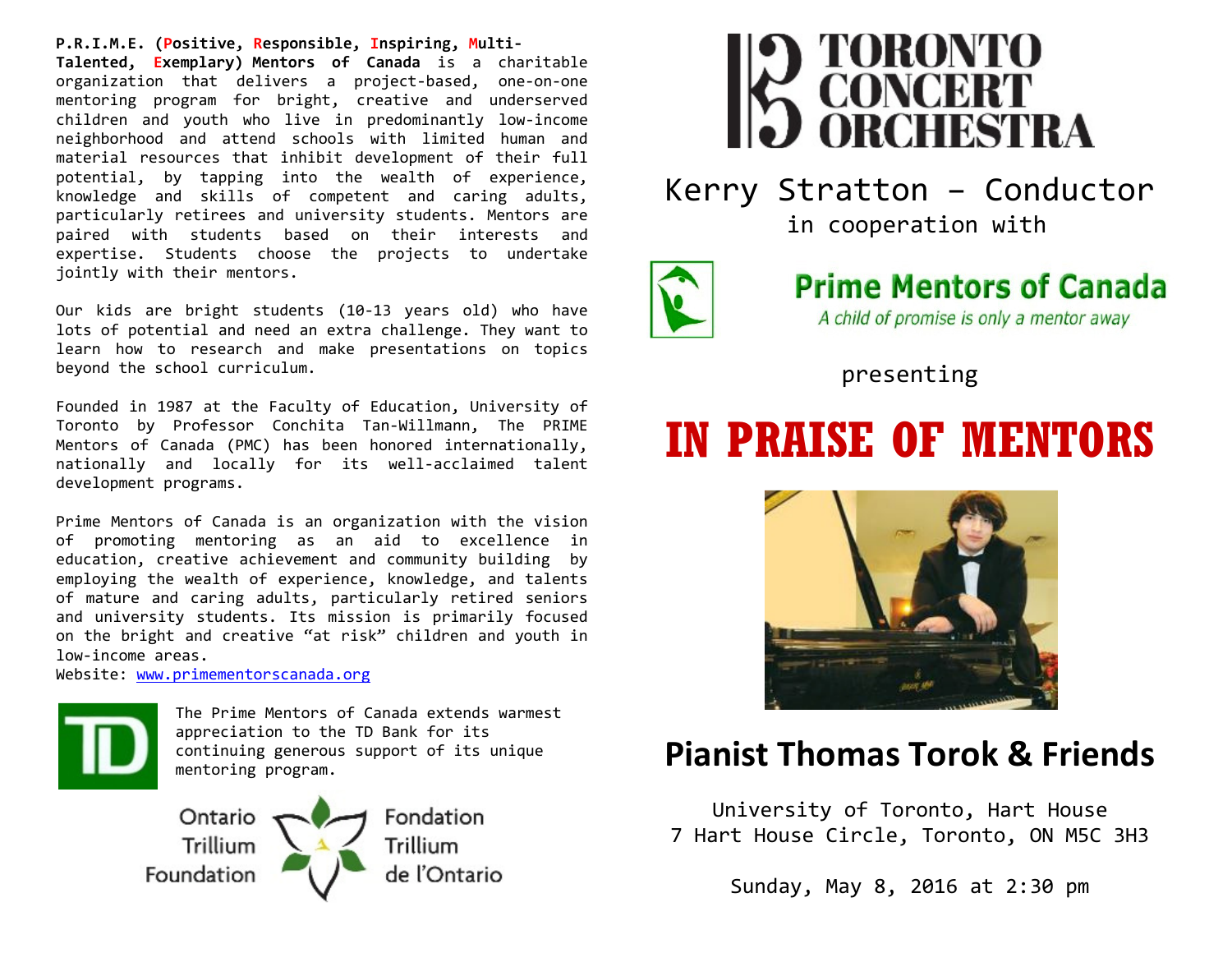**P.R.I.M.E. (Positive, Responsible, Inspiring, Multi-Talented, Exemplary) Mentors of Canada** is a charitable organization that delivers a project-based, one-on-one mentoring program for bright, creative and underserved children and youth who live in predominantly low-income neighborhood and attend schools with limited human and material resources that inhibit development of their full potential, by tapping into the wealth of experience, knowledge and skills of competent and caring adults, particularly retirees and university students. Mentors are paired with students based on their interests and expertise. Students choose the projects to undertake jointly with their mentors.

Our kids are bright students (10-13 years old) who have lots of potential and need an extra challenge. They want to learn how to research and make presentations on topics beyond the school curriculum.

Founded in 1987 at the Faculty of Education, University of Toronto by Professor Conchita Tan-Willmann, The PRIME Mentors of Canada (PMC) has been honored internationally, nationally and locally for its well-acclaimed talent development programs.

Prime Mentors of Canada is an organization with the vision of promoting mentoring as an aid to excellence in education, creative achievement and community building by employing the wealth of experience, knowledge, and talents of mature and caring adults, particularly retired seniors and university students. Its mission is primarily focused on the bright and creative "at risk" children and youth in low-income areas.

Website: www.primementorscanada.org

The Prime Mentors of Canada extends warmest appreciation to the TD Bank for its continuing generous support of its unique mentoring program.

Ontario Trillium Foundation / Fondation Trillium de l'Ontario

# TORONTO CONCERT ORCHESTRA

Kerry Stratton – Conductor

in cooperation with

**Prime Mentors of Canada**

*A child of promise is only a mentor away*

presenting

# IN PRAISE OF MENTORS

## Pianist Thomas Torok & Friends

University of Toronto, Hart House
7 Hart House Circle, Toronto, ON M5C 3H3

Sunday, May 8, 2016 at 2:30 pm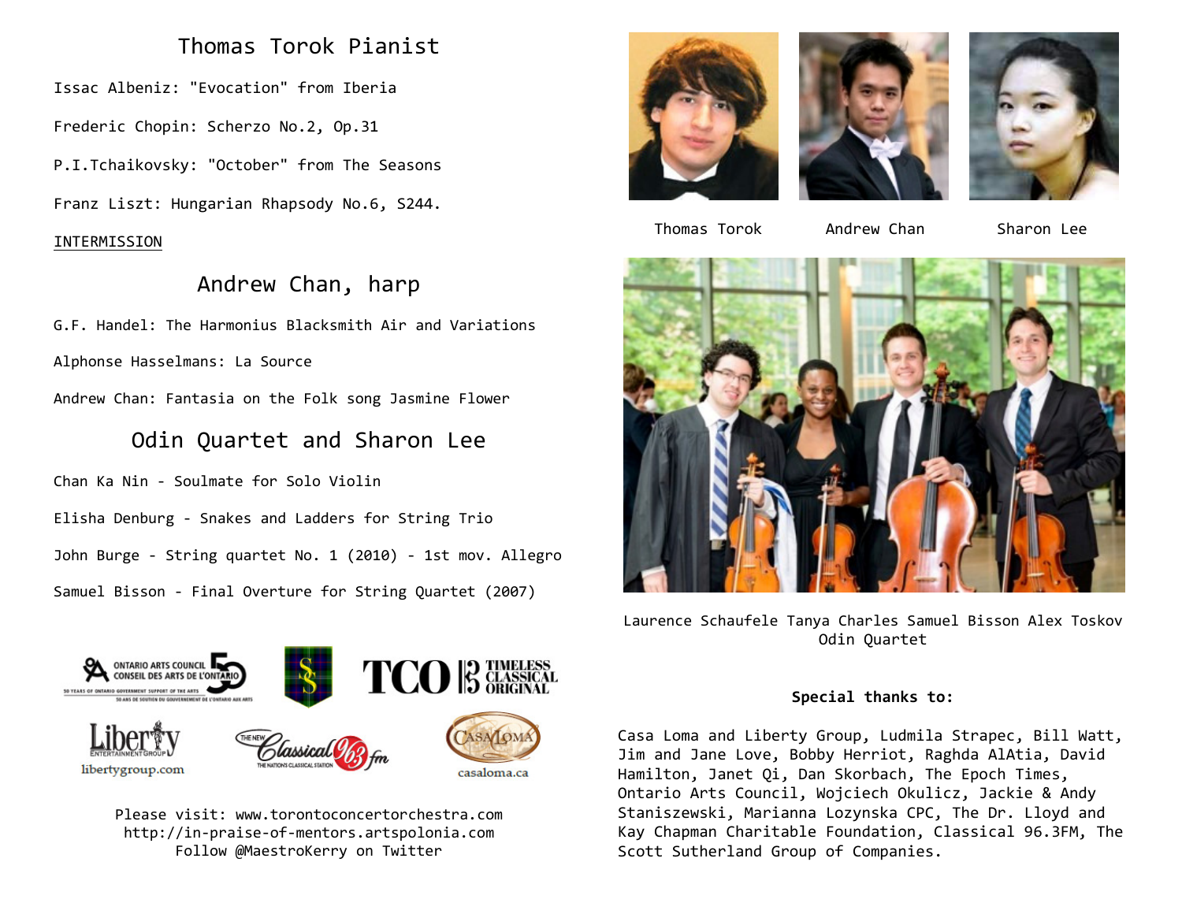## Thomas Torok Pianist

Issac Albeniz: "Evocation" from Iberia

Frederic Chopin: Scherzo No.2, Op.31

P.I.Tchaikovsky: "October" from The Seasons

Franz Liszt: Hungarian Rhapsody No.6, S244.

INTERMISSION

## Andrew Chan, harp

G.F. Handel: The Harmonius Blacksmith Air and Variations

Alphonse Hasselmans: La Source

Andrew Chan: Fantasia on the Folk song Jasmine Flower

## Odin Quartet and Sharon Lee

Chan Ka Nin - Soulmate for Solo Violin

Elisha Denburg - Snakes and Ladders for String Trio

John Burge - String quartet No. 1 (2010) - 1st mov. Allegro

Samuel Bisson - Final Overture for String Quartet (2007)

Please visit: www.torontoconcertorchestra.com
http://in-praise-of-mentors.artspolonia.com
Follow @MaestroKerry on Twitter

Thomas Torok Andrew Chan Sharon Lee

Laurence Schaufele Tanya Charles Samuel Bisson Alex Toskov
Odin Quartet

**Special thanks to:**

Casa Loma and Liberty Group, Ludmila Strapec, Bill Watt, Jim and Jane Love, Bobby Herriot, Raghda AlAtia, David Hamilton, Janet Qi, Dan Skorbach, The Epoch Times, Ontario Arts Council, Wojciech Okulicz, Jackie & Andy Staniszewski, Marianna Lozynska CPC, The Dr. Lloyd and Kay Chapman Charitable Foundation, Classical 96.3FM, The Scott Sutherland Group of Companies.